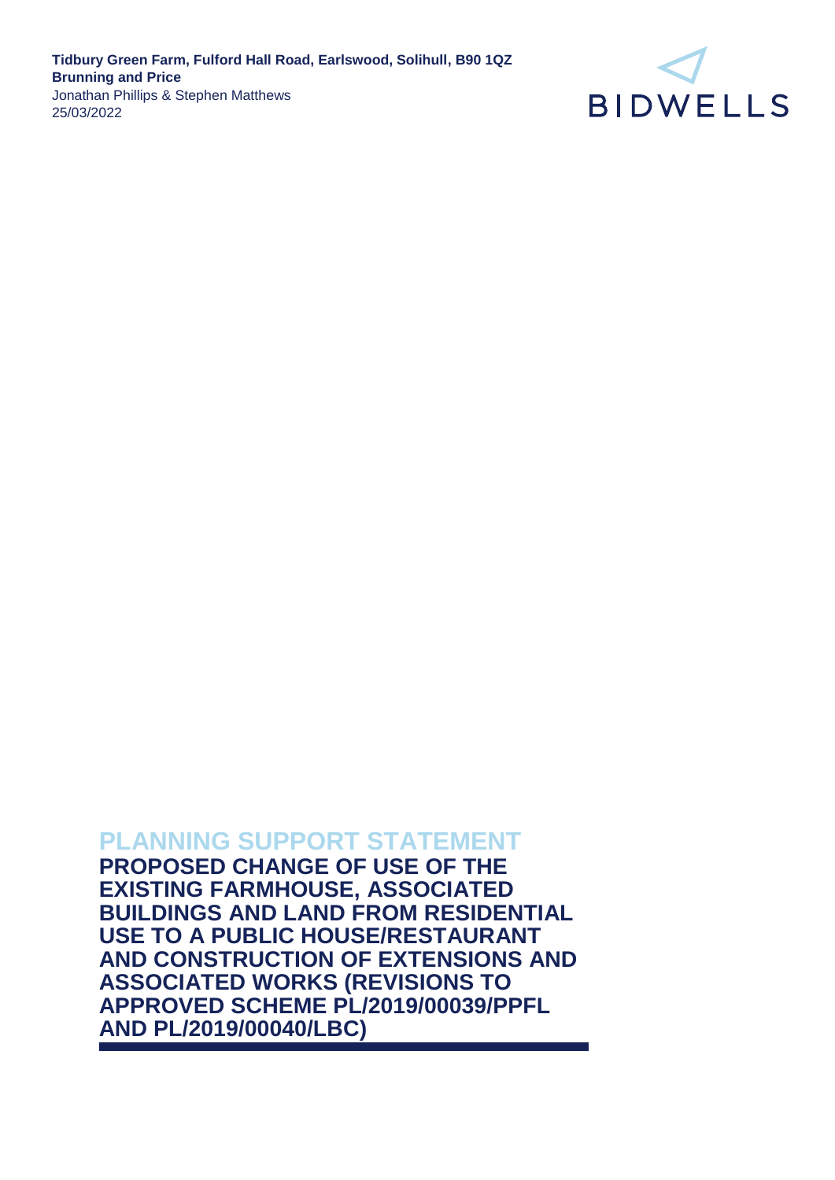**Tidbury Green Farm, Fulford Hall Road, Earlswood, Solihull, B90 1QZ**
**Brunning and Price**
Jonathan Phillips & Stephen Matthews
25/03/2022

BIDWELLS

# PLANNING SUPPORT STATEMENT

## PROPOSED CHANGE OF USE OF THE EXISTING FARMHOUSE, ASSOCIATED BUILDINGS AND LAND FROM RESIDENTIAL USE TO A PUBLIC HOUSE/RESTAURANT AND CONSTRUCTION OF EXTENSIONS AND ASSOCIATED WORKS (REVISIONS TO APPROVED SCHEME PL/2019/00039/PPFL AND PL/2019/00040/LBC)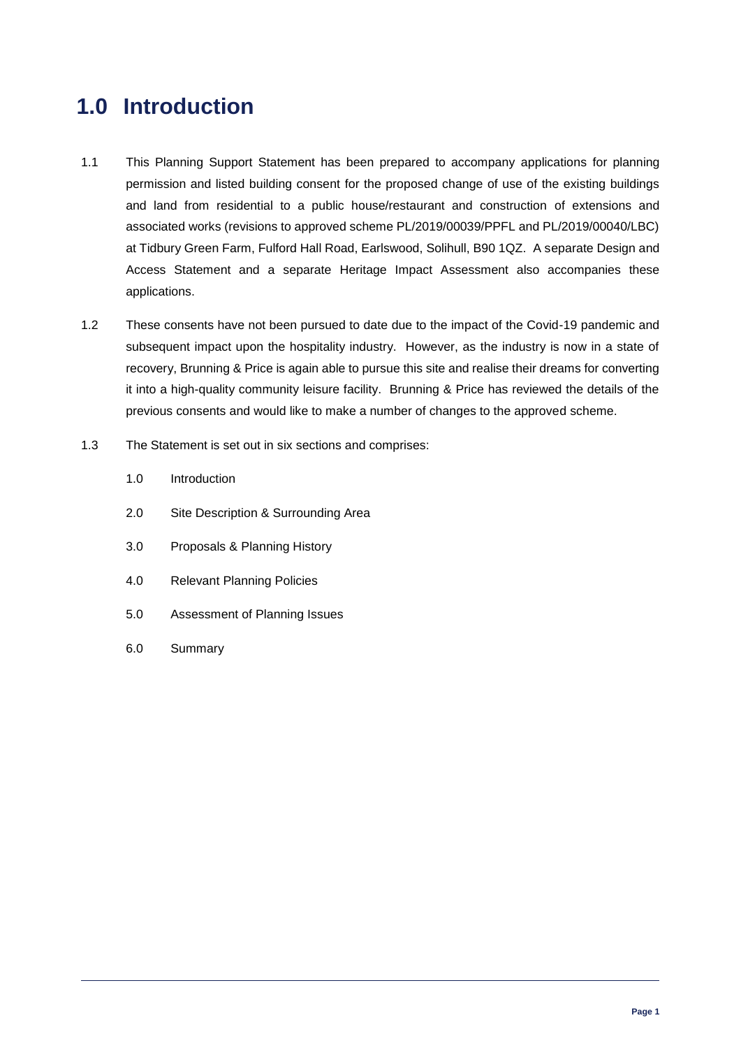# 1.0 Introduction

1.1 This Planning Support Statement has been prepared to accompany applications for planning permission and listed building consent for the proposed change of use of the existing buildings and land from residential to a public house/restaurant and construction of extensions and associated works (revisions to approved scheme PL/2019/00039/PPFL and PL/2019/00040/LBC) at Tidbury Green Farm, Fulford Hall Road, Earlswood, Solihull, B90 1QZ. A separate Design and Access Statement and a separate Heritage Impact Assessment also accompanies these applications.

1.2 These consents have not been pursued to date due to the impact of the Covid-19 pandemic and subsequent impact upon the hospitality industry. However, as the industry is now in a state of recovery, Brunning & Price is again able to pursue this site and realise their dreams for converting it into a high-quality community leisure facility. Brunning & Price has reviewed the details of the previous consents and would like to make a number of changes to the approved scheme.

1.3 The Statement is set out in six sections and comprises:

- 1.0 Introduction
- 2.0 Site Description & Surrounding Area
- 3.0 Proposals & Planning History
- 4.0 Relevant Planning Policies
- 5.0 Assessment of Planning Issues
- 6.0 Summary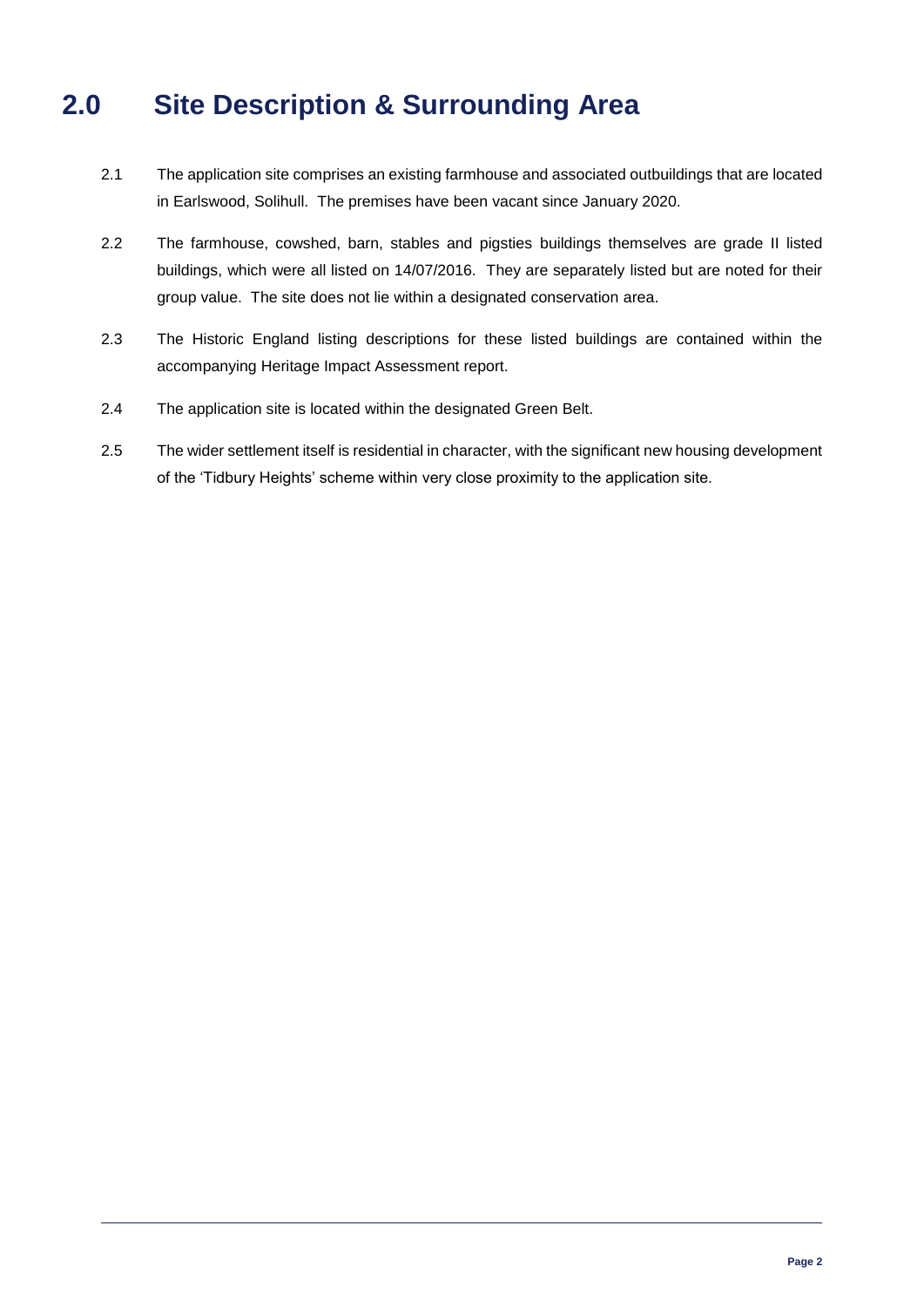# 2.0 Site Description & Surrounding Area

2.1 The application site comprises an existing farmhouse and associated outbuildings that are located in Earlswood, Solihull. The premises have been vacant since January 2020.

2.2 The farmhouse, cowshed, barn, stables and pigsties buildings themselves are grade II listed buildings, which were all listed on 14/07/2016. They are separately listed but are noted for their group value. The site does not lie within a designated conservation area.

2.3 The Historic England listing descriptions for these listed buildings are contained within the accompanying Heritage Impact Assessment report.

2.4 The application site is located within the designated Green Belt.

2.5 The wider settlement itself is residential in character, with the significant new housing development of the 'Tidbury Heights' scheme within very close proximity to the application site.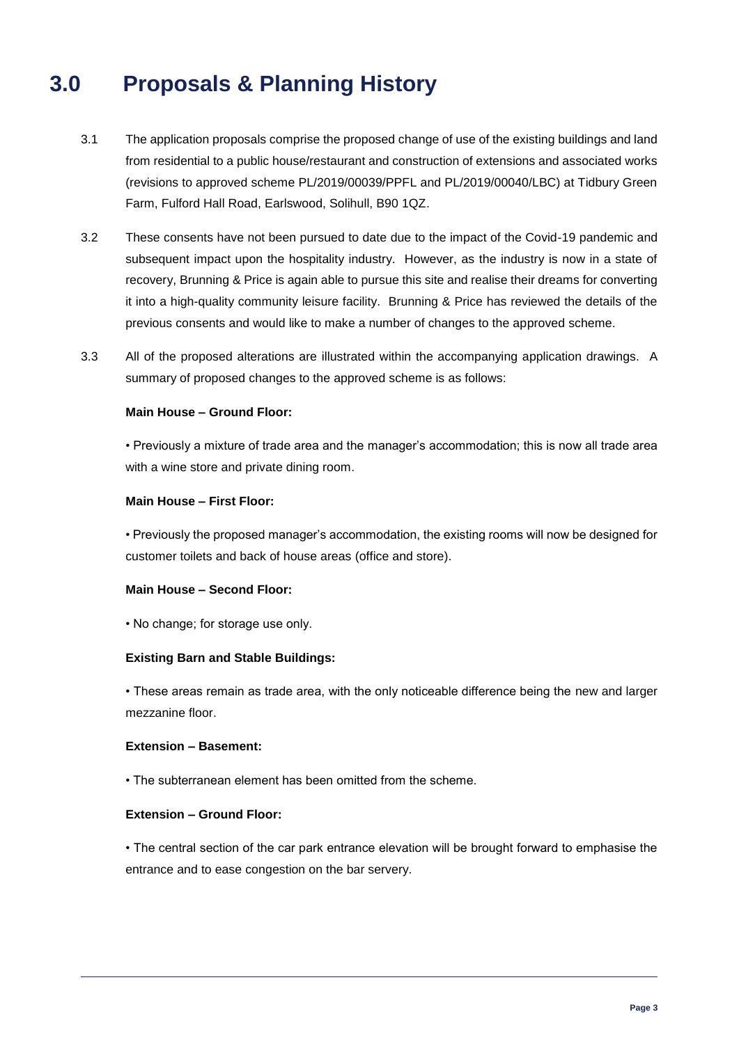# 3.0 Proposals & Planning History

3.1 The application proposals comprise the proposed change of use of the existing buildings and land from residential to a public house/restaurant and construction of extensions and associated works (revisions to approved scheme PL/2019/00039/PPFL and PL/2019/00040/LBC) at Tidbury Green Farm, Fulford Hall Road, Earlswood, Solihull, B90 1QZ.

3.2 These consents have not been pursued to date due to the impact of the Covid-19 pandemic and subsequent impact upon the hospitality industry. However, as the industry is now in a state of recovery, Brunning & Price is again able to pursue this site and realise their dreams for converting it into a high-quality community leisure facility. Brunning & Price has reviewed the details of the previous consents and would like to make a number of changes to the approved scheme.

3.3 All of the proposed alterations are illustrated within the accompanying application drawings. A summary of proposed changes to the approved scheme is as follows:

**Main House – Ground Floor:**

• Previously a mixture of trade area and the manager's accommodation; this is now all trade area with a wine store and private dining room.

**Main House – First Floor:**

• Previously the proposed manager's accommodation, the existing rooms will now be designed for customer toilets and back of house areas (office and store).

**Main House – Second Floor:**

• No change; for storage use only.

**Existing Barn and Stable Buildings:**

• These areas remain as trade area, with the only noticeable difference being the new and larger mezzanine floor.

**Extension – Basement:**

• The subterranean element has been omitted from the scheme.

**Extension – Ground Floor:**

• The central section of the car park entrance elevation will be brought forward to emphasise the entrance and to ease congestion on the bar servery.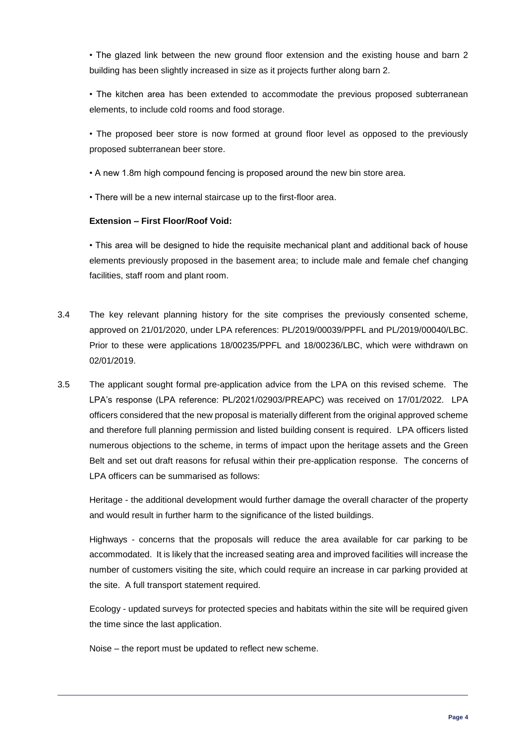• The glazed link between the new ground floor extension and the existing house and barn 2 building has been slightly increased in size as it projects further along barn 2.

• The kitchen area has been extended to accommodate the previous proposed subterranean elements, to include cold rooms and food storage.

• The proposed beer store is now formed at ground floor level as opposed to the previously proposed subterranean beer store.

• A new 1.8m high compound fencing is proposed around the new bin store area.

• There will be a new internal staircase up to the first-floor area.

**Extension – First Floor/Roof Void:**

• This area will be designed to hide the requisite mechanical plant and additional back of house elements previously proposed in the basement area; to include male and female chef changing facilities, staff room and plant room.

3.4 The key relevant planning history for the site comprises the previously consented scheme, approved on 21/01/2020, under LPA references: PL/2019/00039/PPFL and PL/2019/00040/LBC. Prior to these were applications 18/00235/PPFL and 18/00236/LBC, which were withdrawn on 02/01/2019.

3.5 The applicant sought formal pre-application advice from the LPA on this revised scheme. The LPA's response (LPA reference: PL/2021/02903/PREAPC) was received on 17/01/2022. LPA officers considered that the new proposal is materially different from the original approved scheme and therefore full planning permission and listed building consent is required. LPA officers listed numerous objections to the scheme, in terms of impact upon the heritage assets and the Green Belt and set out draft reasons for refusal within their pre-application response. The concerns of LPA officers can be summarised as follows:

Heritage - the additional development would further damage the overall character of the property and would result in further harm to the significance of the listed buildings.

Highways - concerns that the proposals will reduce the area available for car parking to be accommodated. It is likely that the increased seating area and improved facilities will increase the number of customers visiting the site, which could require an increase in car parking provided at the site. A full transport statement required.

Ecology - updated surveys for protected species and habitats within the site will be required given the time since the last application.

Noise – the report must be updated to reflect new scheme.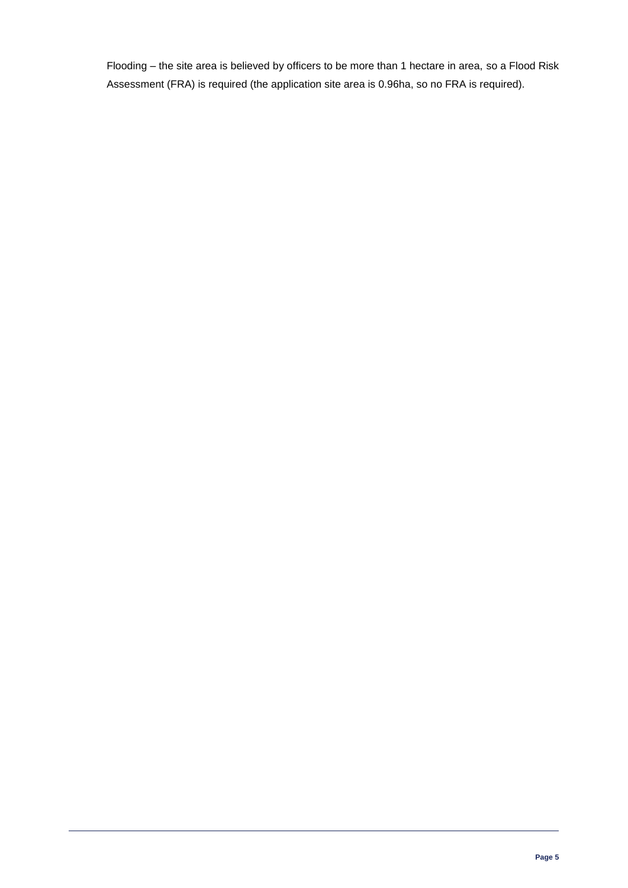Flooding – the site area is believed by officers to be more than 1 hectare in area, so a Flood Risk Assessment (FRA) is required (the application site area is 0.96ha, so no FRA is required).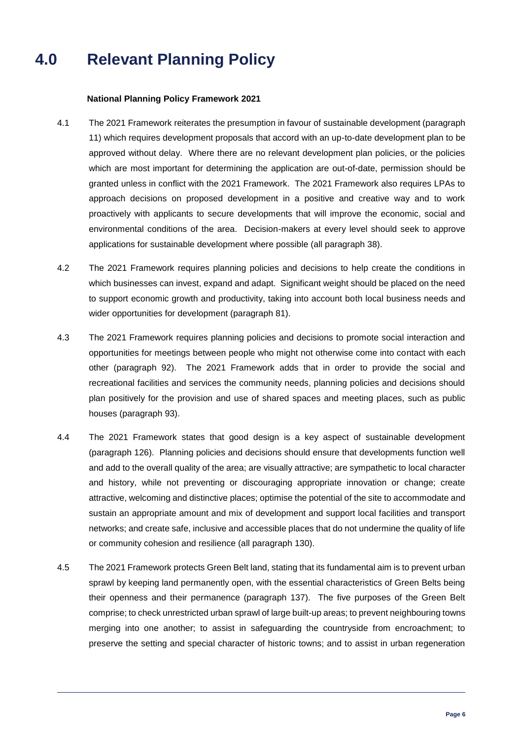# 4.0 Relevant Planning Policy

**National Planning Policy Framework 2021**

4.1 The 2021 Framework reiterates the presumption in favour of sustainable development (paragraph 11) which requires development proposals that accord with an up-to-date development plan to be approved without delay. Where there are no relevant development plan policies, or the policies which are most important for determining the application are out-of-date, permission should be granted unless in conflict with the 2021 Framework. The 2021 Framework also requires LPAs to approach decisions on proposed development in a positive and creative way and to work proactively with applicants to secure developments that will improve the economic, social and environmental conditions of the area. Decision-makers at every level should seek to approve applications for sustainable development where possible (all paragraph 38).

4.2 The 2021 Framework requires planning policies and decisions to help create the conditions in which businesses can invest, expand and adapt. Significant weight should be placed on the need to support economic growth and productivity, taking into account both local business needs and wider opportunities for development (paragraph 81).

4.3 The 2021 Framework requires planning policies and decisions to promote social interaction and opportunities for meetings between people who might not otherwise come into contact with each other (paragraph 92). The 2021 Framework adds that in order to provide the social and recreational facilities and services the community needs, planning policies and decisions should plan positively for the provision and use of shared spaces and meeting places, such as public houses (paragraph 93).

4.4 The 2021 Framework states that good design is a key aspect of sustainable development (paragraph 126). Planning policies and decisions should ensure that developments function well and add to the overall quality of the area; are visually attractive; are sympathetic to local character and history, while not preventing or discouraging appropriate innovation or change; create attractive, welcoming and distinctive places; optimise the potential of the site to accommodate and sustain an appropriate amount and mix of development and support local facilities and transport networks; and create safe, inclusive and accessible places that do not undermine the quality of life or community cohesion and resilience (all paragraph 130).

4.5 The 2021 Framework protects Green Belt land, stating that its fundamental aim is to prevent urban sprawl by keeping land permanently open, with the essential characteristics of Green Belts being their openness and their permanence (paragraph 137). The five purposes of the Green Belt comprise; to check unrestricted urban sprawl of large built-up areas; to prevent neighbouring towns merging into one another; to assist in safeguarding the countryside from encroachment; to preserve the setting and special character of historic towns; and to assist in urban regeneration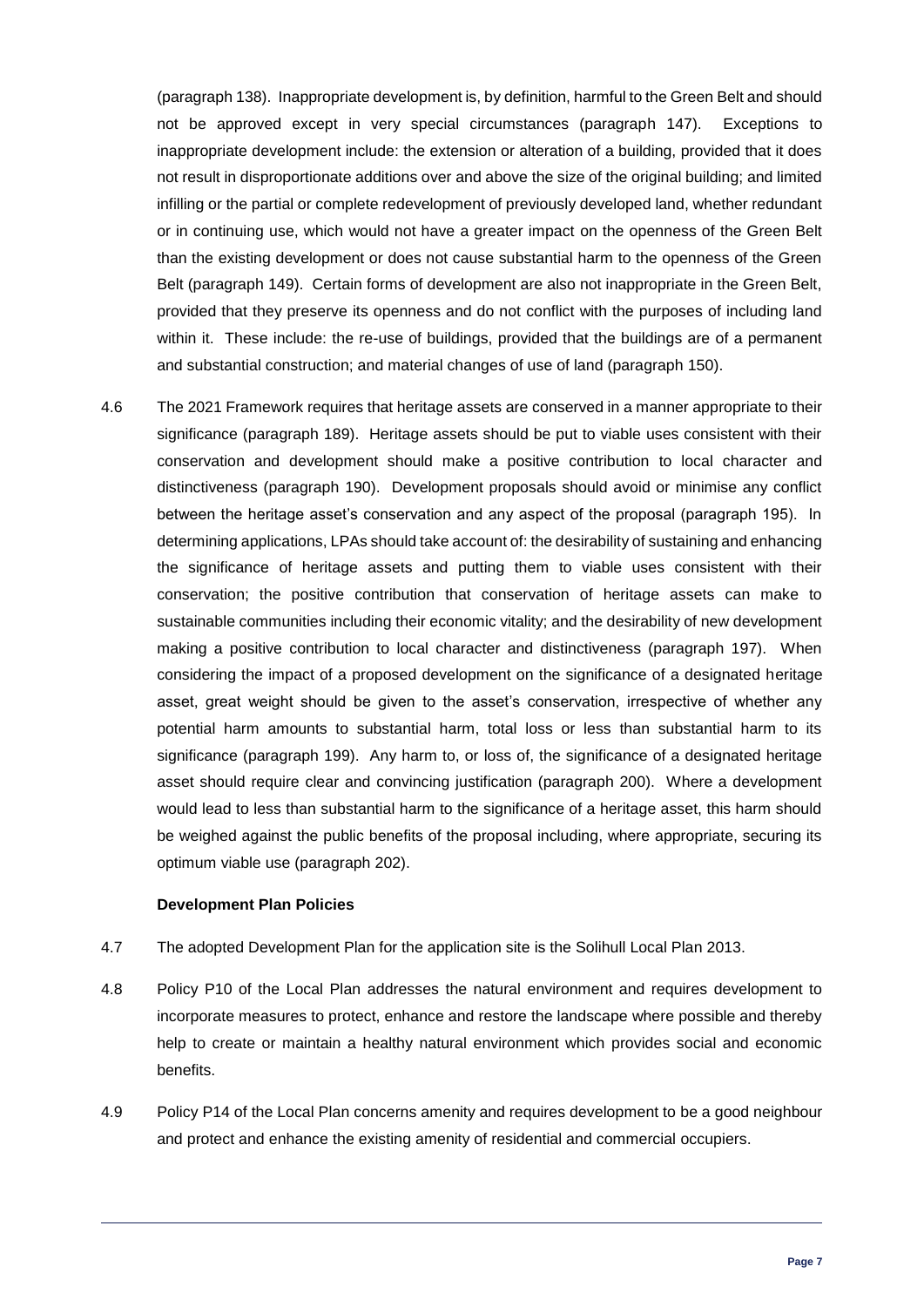(paragraph 138). Inappropriate development is, by definition, harmful to the Green Belt and should not be approved except in very special circumstances (paragraph 147). Exceptions to inappropriate development include: the extension or alteration of a building, provided that it does not result in disproportionate additions over and above the size of the original building; and limited infilling or the partial or complete redevelopment of previously developed land, whether redundant or in continuing use, which would not have a greater impact on the openness of the Green Belt than the existing development or does not cause substantial harm to the openness of the Green Belt (paragraph 149). Certain forms of development are also not inappropriate in the Green Belt, provided that they preserve its openness and do not conflict with the purposes of including land within it. These include: the re-use of buildings, provided that the buildings are of a permanent and substantial construction; and material changes of use of land (paragraph 150).

4.6 The 2021 Framework requires that heritage assets are conserved in a manner appropriate to their significance (paragraph 189). Heritage assets should be put to viable uses consistent with their conservation and development should make a positive contribution to local character and distinctiveness (paragraph 190). Development proposals should avoid or minimise any conflict between the heritage asset's conservation and any aspect of the proposal (paragraph 195). In determining applications, LPAs should take account of: the desirability of sustaining and enhancing the significance of heritage assets and putting them to viable uses consistent with their conservation; the positive contribution that conservation of heritage assets can make to sustainable communities including their economic vitality; and the desirability of new development making a positive contribution to local character and distinctiveness (paragraph 197). When considering the impact of a proposed development on the significance of a designated heritage asset, great weight should be given to the asset's conservation, irrespective of whether any potential harm amounts to substantial harm, total loss or less than substantial harm to its significance (paragraph 199). Any harm to, or loss of, the significance of a designated heritage asset should require clear and convincing justification (paragraph 200). Where a development would lead to less than substantial harm to the significance of a heritage asset, this harm should be weighed against the public benefits of the proposal including, where appropriate, securing its optimum viable use (paragraph 202).

**Development Plan Policies**

4.7 The adopted Development Plan for the application site is the Solihull Local Plan 2013.

4.8 Policy P10 of the Local Plan addresses the natural environment and requires development to incorporate measures to protect, enhance and restore the landscape where possible and thereby help to create or maintain a healthy natural environment which provides social and economic benefits.

4.9 Policy P14 of the Local Plan concerns amenity and requires development to be a good neighbour and protect and enhance the existing amenity of residential and commercial occupiers.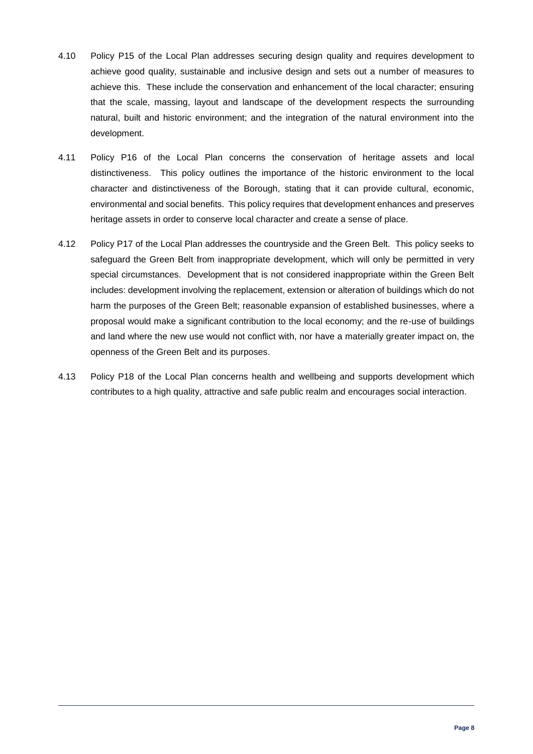4.10 Policy P15 of the Local Plan addresses securing design quality and requires development to achieve good quality, sustainable and inclusive design and sets out a number of measures to achieve this. These include the conservation and enhancement of the local character; ensuring that the scale, massing, layout and landscape of the development respects the surrounding natural, built and historic environment; and the integration of the natural environment into the development.

4.11 Policy P16 of the Local Plan concerns the conservation of heritage assets and local distinctiveness. This policy outlines the importance of the historic environment to the local character and distinctiveness of the Borough, stating that it can provide cultural, economic, environmental and social benefits. This policy requires that development enhances and preserves heritage assets in order to conserve local character and create a sense of place.

4.12 Policy P17 of the Local Plan addresses the countryside and the Green Belt. This policy seeks to safeguard the Green Belt from inappropriate development, which will only be permitted in very special circumstances. Development that is not considered inappropriate within the Green Belt includes: development involving the replacement, extension or alteration of buildings which do not harm the purposes of the Green Belt; reasonable expansion of established businesses, where a proposal would make a significant contribution to the local economy; and the re-use of buildings and land where the new use would not conflict with, nor have a materially greater impact on, the openness of the Green Belt and its purposes.

4.13 Policy P18 of the Local Plan concerns health and wellbeing and supports development which contributes to a high quality, attractive and safe public realm and encourages social interaction.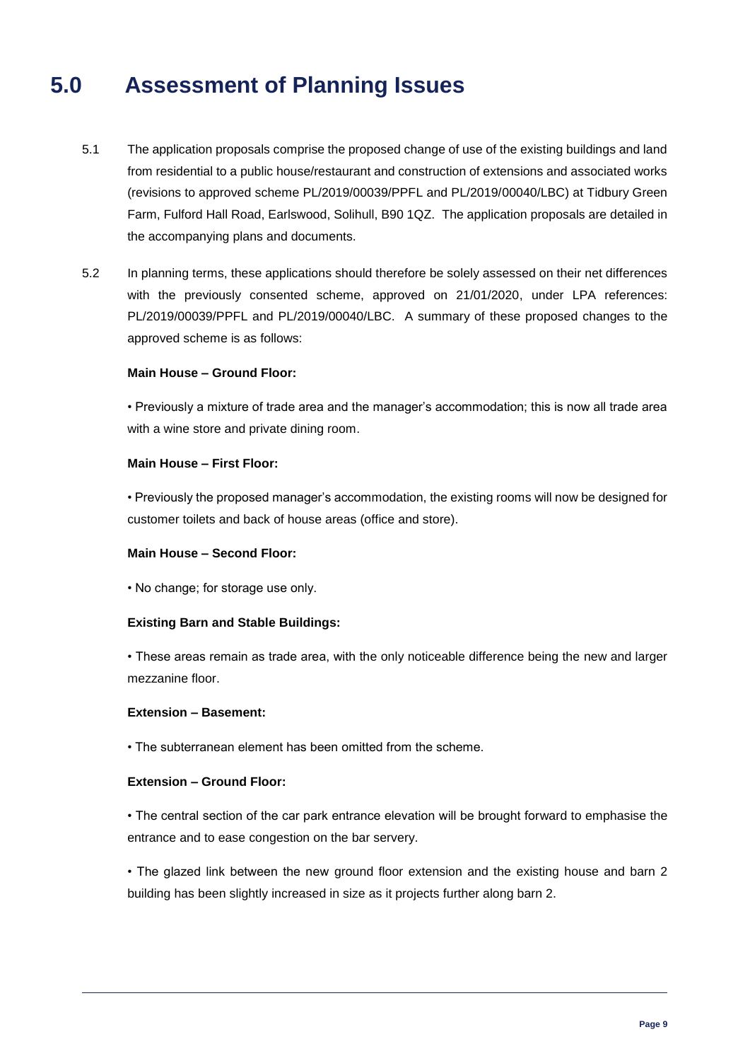# 5.0 Assessment of Planning Issues

5.1 The application proposals comprise the proposed change of use of the existing buildings and land from residential to a public house/restaurant and construction of extensions and associated works (revisions to approved scheme PL/2019/00039/PPFL and PL/2019/00040/LBC) at Tidbury Green Farm, Fulford Hall Road, Earlswood, Solihull, B90 1QZ. The application proposals are detailed in the accompanying plans and documents.

5.2 In planning terms, these applications should therefore be solely assessed on their net differences with the previously consented scheme, approved on 21/01/2020, under LPA references: PL/2019/00039/PPFL and PL/2019/00040/LBC. A summary of these proposed changes to the approved scheme is as follows:

**Main House – Ground Floor:**

• Previously a mixture of trade area and the manager's accommodation; this is now all trade area with a wine store and private dining room.

**Main House – First Floor:**

• Previously the proposed manager's accommodation, the existing rooms will now be designed for customer toilets and back of house areas (office and store).

**Main House – Second Floor:**

• No change; for storage use only.

**Existing Barn and Stable Buildings:**

• These areas remain as trade area, with the only noticeable difference being the new and larger mezzanine floor.

**Extension – Basement:**

• The subterranean element has been omitted from the scheme.

**Extension – Ground Floor:**

• The central section of the car park entrance elevation will be brought forward to emphasise the entrance and to ease congestion on the bar servery.

• The glazed link between the new ground floor extension and the existing house and barn 2 building has been slightly increased in size as it projects further along barn 2.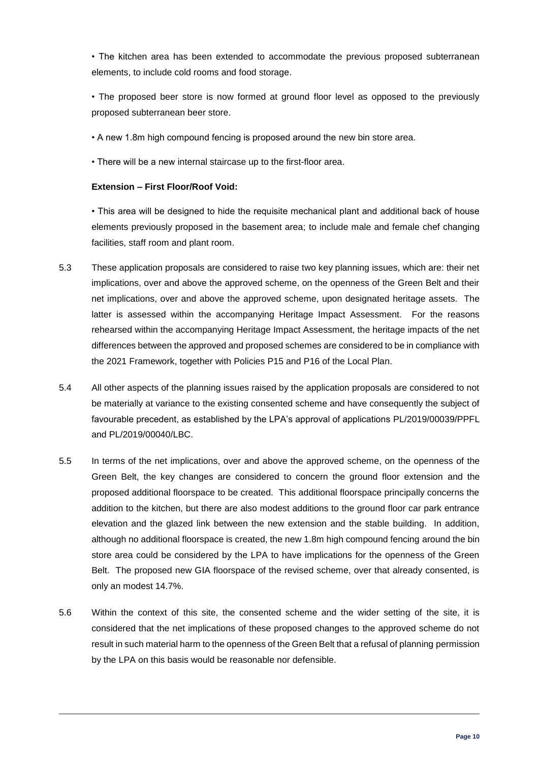• The kitchen area has been extended to accommodate the previous proposed subterranean elements, to include cold rooms and food storage.

• The proposed beer store is now formed at ground floor level as opposed to the previously proposed subterranean beer store.

• A new 1.8m high compound fencing is proposed around the new bin store area.

• There will be a new internal staircase up to the first-floor area.

**Extension – First Floor/Roof Void:**

• This area will be designed to hide the requisite mechanical plant and additional back of house elements previously proposed in the basement area; to include male and female chef changing facilities, staff room and plant room.

5.3 These application proposals are considered to raise two key planning issues, which are: their net implications, over and above the approved scheme, on the openness of the Green Belt and their net implications, over and above the approved scheme, upon designated heritage assets. The latter is assessed within the accompanying Heritage Impact Assessment. For the reasons rehearsed within the accompanying Heritage Impact Assessment, the heritage impacts of the net differences between the approved and proposed schemes are considered to be in compliance with the 2021 Framework, together with Policies P15 and P16 of the Local Plan.

5.4 All other aspects of the planning issues raised by the application proposals are considered to not be materially at variance to the existing consented scheme and have consequently the subject of favourable precedent, as established by the LPA's approval of applications PL/2019/00039/PPFL and PL/2019/00040/LBC.

5.5 In terms of the net implications, over and above the approved scheme, on the openness of the Green Belt, the key changes are considered to concern the ground floor extension and the proposed additional floorspace to be created. This additional floorspace principally concerns the addition to the kitchen, but there are also modest additions to the ground floor car park entrance elevation and the glazed link between the new extension and the stable building. In addition, although no additional floorspace is created, the new 1.8m high compound fencing around the bin store area could be considered by the LPA to have implications for the openness of the Green Belt. The proposed new GIA floorspace of the revised scheme, over that already consented, is only an modest 14.7%.

5.6 Within the context of this site, the consented scheme and the wider setting of the site, it is considered that the net implications of these proposed changes to the approved scheme do not result in such material harm to the openness of the Green Belt that a refusal of planning permission by the LPA on this basis would be reasonable nor defensible.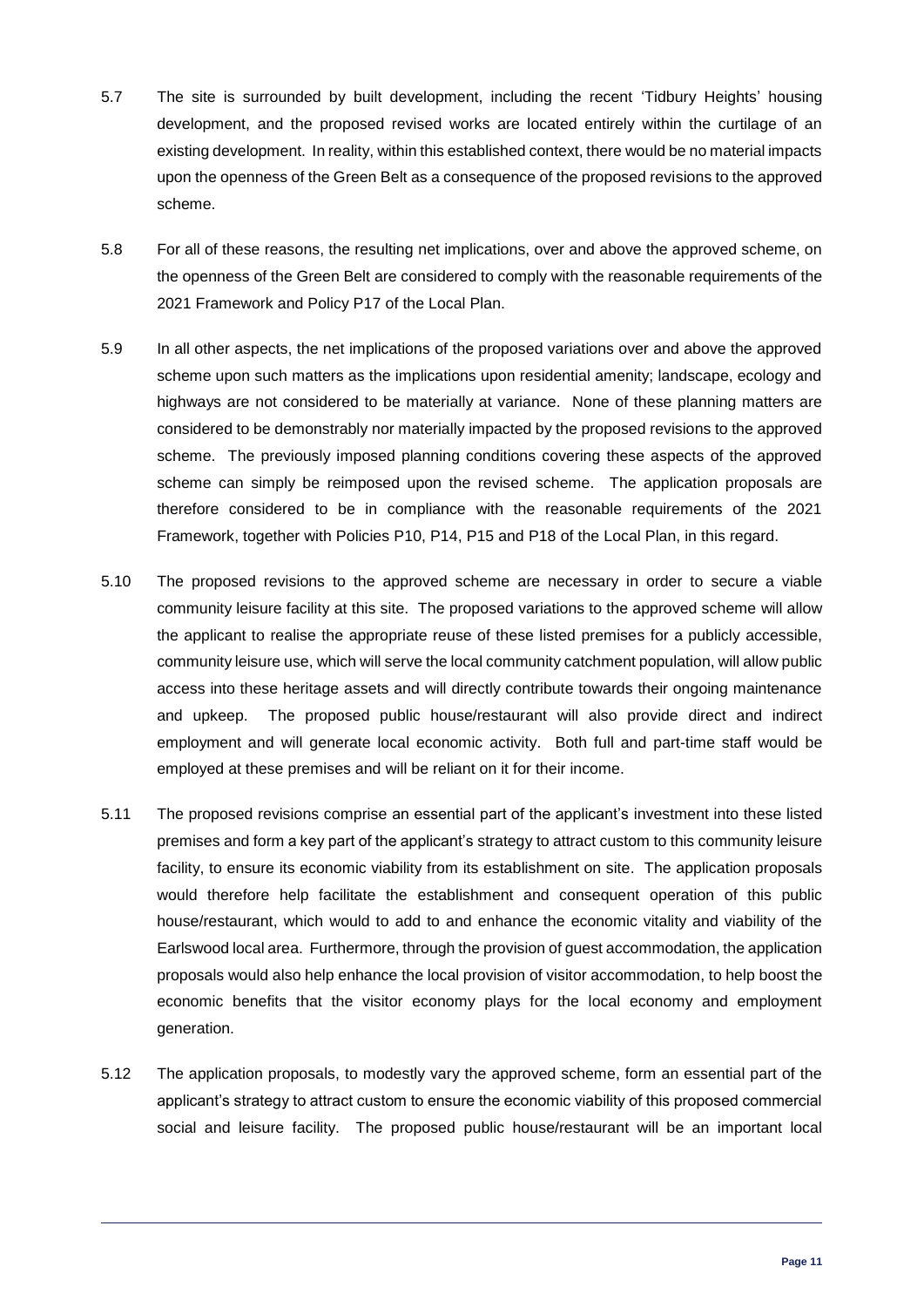5.7 The site is surrounded by built development, including the recent 'Tidbury Heights' housing development, and the proposed revised works are located entirely within the curtilage of an existing development. In reality, within this established context, there would be no material impacts upon the openness of the Green Belt as a consequence of the proposed revisions to the approved scheme.

5.8 For all of these reasons, the resulting net implications, over and above the approved scheme, on the openness of the Green Belt are considered to comply with the reasonable requirements of the 2021 Framework and Policy P17 of the Local Plan.

5.9 In all other aspects, the net implications of the proposed variations over and above the approved scheme upon such matters as the implications upon residential amenity; landscape, ecology and highways are not considered to be materially at variance. None of these planning matters are considered to be demonstrably nor materially impacted by the proposed revisions to the approved scheme. The previously imposed planning conditions covering these aspects of the approved scheme can simply be reimposed upon the revised scheme. The application proposals are therefore considered to be in compliance with the reasonable requirements of the 2021 Framework, together with Policies P10, P14, P15 and P18 of the Local Plan, in this regard.

5.10 The proposed revisions to the approved scheme are necessary in order to secure a viable community leisure facility at this site. The proposed variations to the approved scheme will allow the applicant to realise the appropriate reuse of these listed premises for a publicly accessible, community leisure use, which will serve the local community catchment population, will allow public access into these heritage assets and will directly contribute towards their ongoing maintenance and upkeep. The proposed public house/restaurant will also provide direct and indirect employment and will generate local economic activity. Both full and part-time staff would be employed at these premises and will be reliant on it for their income.

5.11 The proposed revisions comprise an essential part of the applicant's investment into these listed premises and form a key part of the applicant's strategy to attract custom to this community leisure facility, to ensure its economic viability from its establishment on site. The application proposals would therefore help facilitate the establishment and consequent operation of this public house/restaurant, which would to add to and enhance the economic vitality and viability of the Earlswood local area. Furthermore, through the provision of guest accommodation, the application proposals would also help enhance the local provision of visitor accommodation, to help boost the economic benefits that the visitor economy plays for the local economy and employment generation.

5.12 The application proposals, to modestly vary the approved scheme, form an essential part of the applicant's strategy to attract custom to ensure the economic viability of this proposed commercial social and leisure facility. The proposed public house/restaurant will be an important local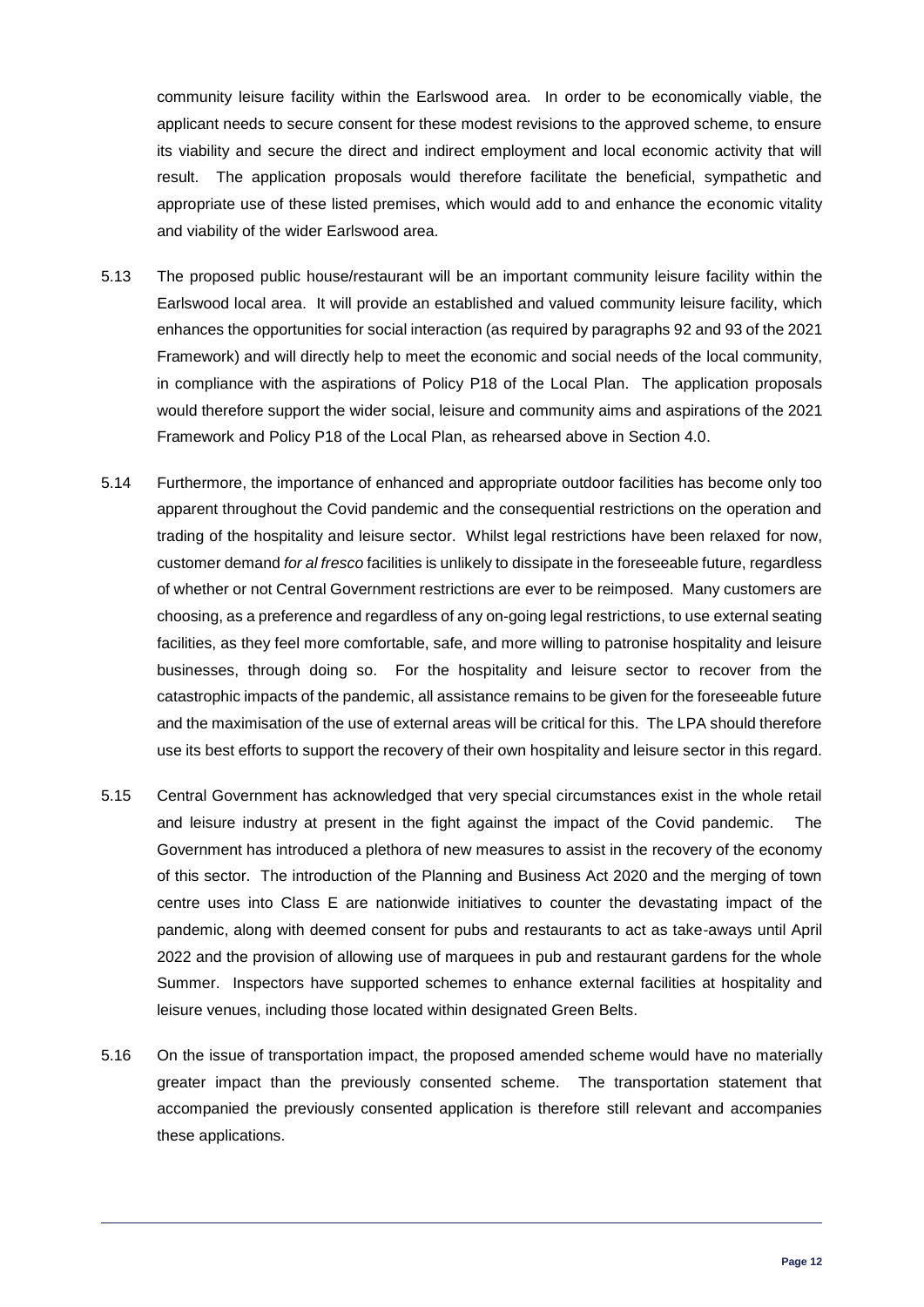community leisure facility within the Earlswood area. In order to be economically viable, the applicant needs to secure consent for these modest revisions to the approved scheme, to ensure its viability and secure the direct and indirect employment and local economic activity that will result. The application proposals would therefore facilitate the beneficial, sympathetic and appropriate use of these listed premises, which would add to and enhance the economic vitality and viability of the wider Earlswood area.

5.13 The proposed public house/restaurant will be an important community leisure facility within the Earlswood local area. It will provide an established and valued community leisure facility, which enhances the opportunities for social interaction (as required by paragraphs 92 and 93 of the 2021 Framework) and will directly help to meet the economic and social needs of the local community, in compliance with the aspirations of Policy P18 of the Local Plan. The application proposals would therefore support the wider social, leisure and community aims and aspirations of the 2021 Framework and Policy P18 of the Local Plan, as rehearsed above in Section 4.0.

5.14 Furthermore, the importance of enhanced and appropriate outdoor facilities has become only too apparent throughout the Covid pandemic and the consequential restrictions on the operation and trading of the hospitality and leisure sector. Whilst legal restrictions have been relaxed for now, customer demand *for al fresco* facilities is unlikely to dissipate in the foreseeable future, regardless of whether or not Central Government restrictions are ever to be reimposed. Many customers are choosing, as a preference and regardless of any on-going legal restrictions, to use external seating facilities, as they feel more comfortable, safe, and more willing to patronise hospitality and leisure businesses, through doing so. For the hospitality and leisure sector to recover from the catastrophic impacts of the pandemic, all assistance remains to be given for the foreseeable future and the maximisation of the use of external areas will be critical for this. The LPA should therefore use its best efforts to support the recovery of their own hospitality and leisure sector in this regard.

5.15 Central Government has acknowledged that very special circumstances exist in the whole retail and leisure industry at present in the fight against the impact of the Covid pandemic. The Government has introduced a plethora of new measures to assist in the recovery of the economy of this sector. The introduction of the Planning and Business Act 2020 and the merging of town centre uses into Class E are nationwide initiatives to counter the devastating impact of the pandemic, along with deemed consent for pubs and restaurants to act as take-aways until April 2022 and the provision of allowing use of marquees in pub and restaurant gardens for the whole Summer. Inspectors have supported schemes to enhance external facilities at hospitality and leisure venues, including those located within designated Green Belts.

5.16 On the issue of transportation impact, the proposed amended scheme would have no materially greater impact than the previously consented scheme. The transportation statement that accompanied the previously consented application is therefore still relevant and accompanies these applications.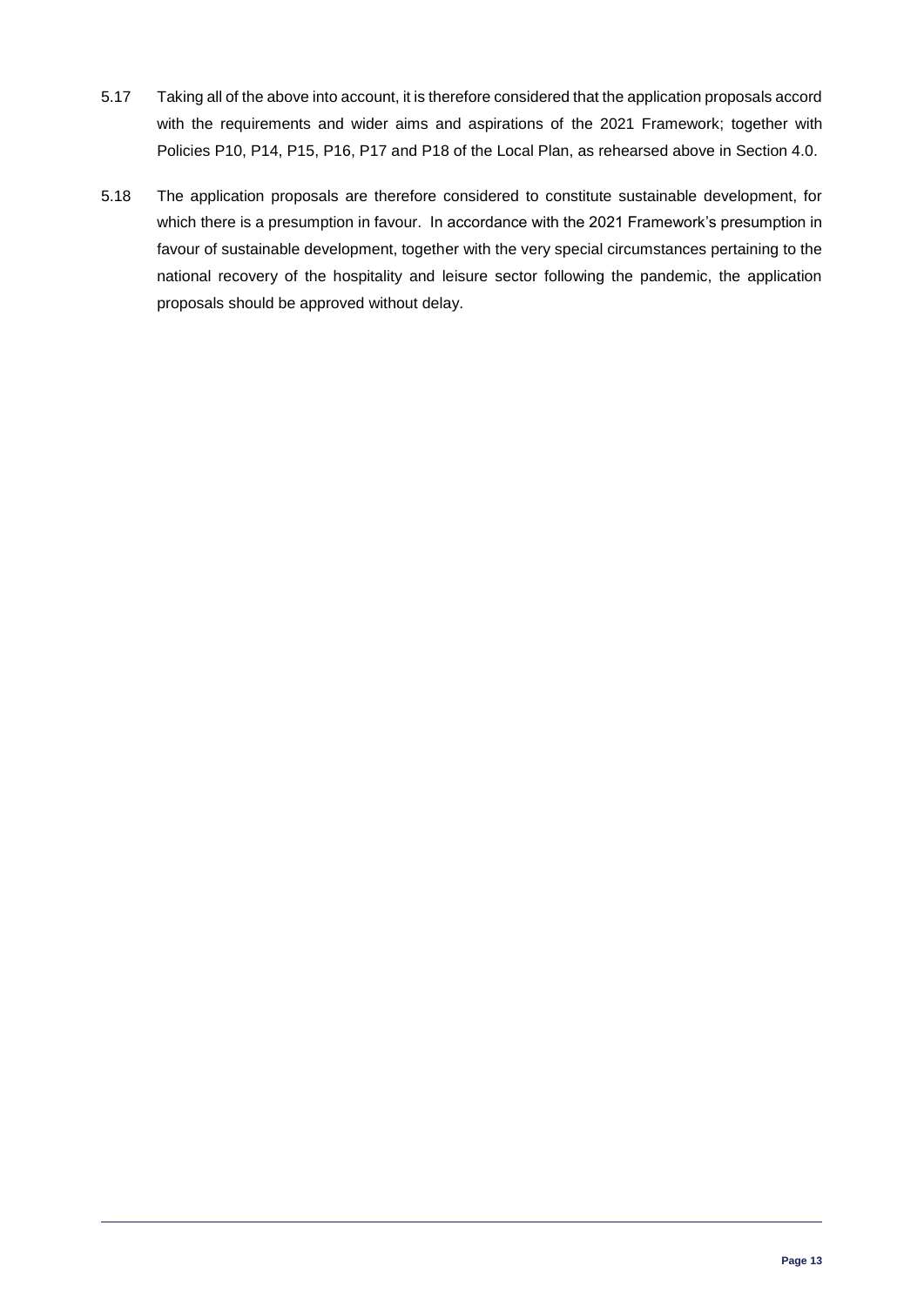5.17 Taking all of the above into account, it is therefore considered that the application proposals accord with the requirements and wider aims and aspirations of the 2021 Framework; together with Policies P10, P14, P15, P16, P17 and P18 of the Local Plan, as rehearsed above in Section 4.0.

5.18 The application proposals are therefore considered to constitute sustainable development, for which there is a presumption in favour. In accordance with the 2021 Framework's presumption in favour of sustainable development, together with the very special circumstances pertaining to the national recovery of the hospitality and leisure sector following the pandemic, the application proposals should be approved without delay.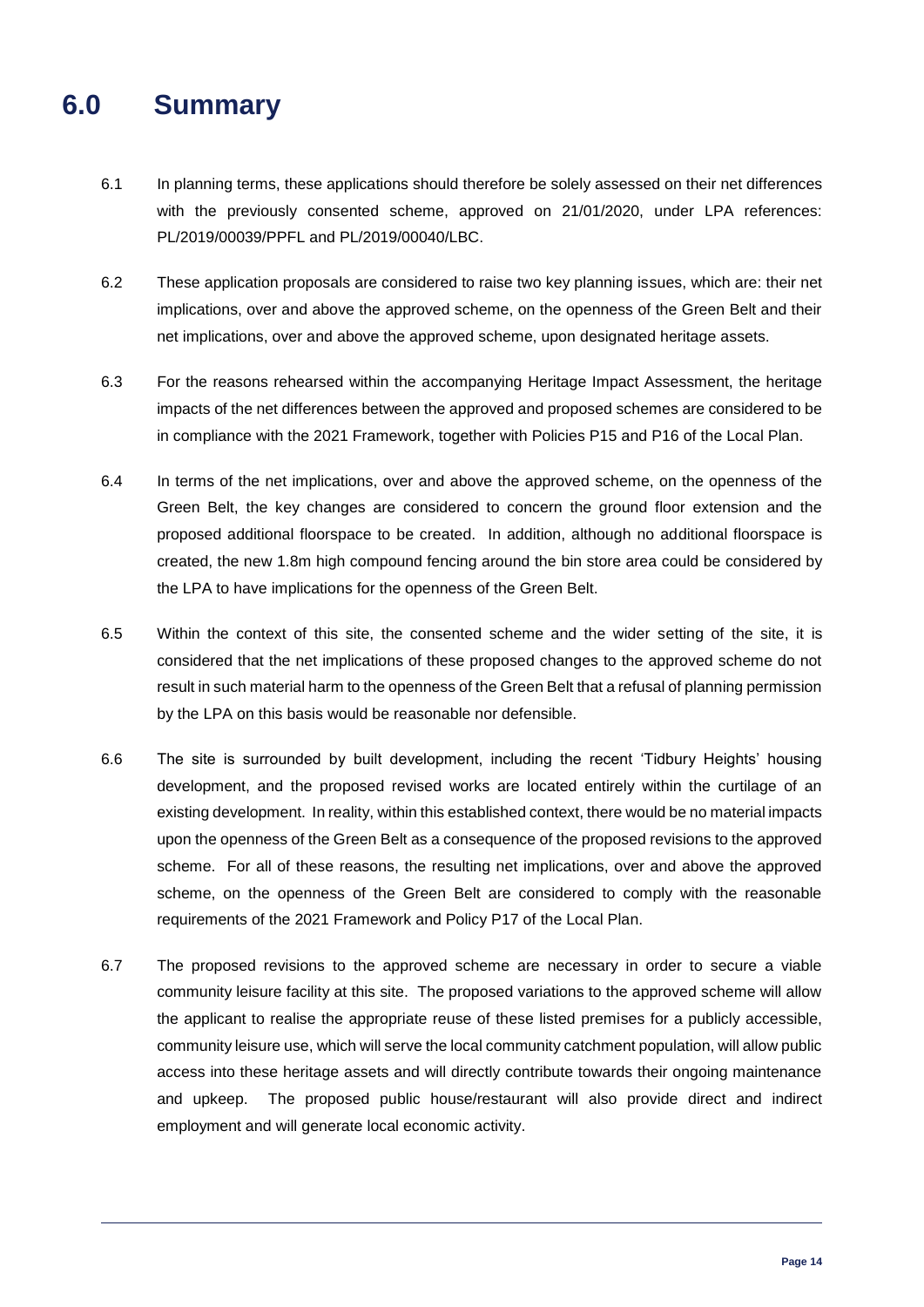# 6.0 Summary

6.1 In planning terms, these applications should therefore be solely assessed on their net differences with the previously consented scheme, approved on 21/01/2020, under LPA references: PL/2019/00039/PPFL and PL/2019/00040/LBC.

6.2 These application proposals are considered to raise two key planning issues, which are: their net implications, over and above the approved scheme, on the openness of the Green Belt and their net implications, over and above the approved scheme, upon designated heritage assets.

6.3 For the reasons rehearsed within the accompanying Heritage Impact Assessment, the heritage impacts of the net differences between the approved and proposed schemes are considered to be in compliance with the 2021 Framework, together with Policies P15 and P16 of the Local Plan.

6.4 In terms of the net implications, over and above the approved scheme, on the openness of the Green Belt, the key changes are considered to concern the ground floor extension and the proposed additional floorspace to be created. In addition, although no additional floorspace is created, the new 1.8m high compound fencing around the bin store area could be considered by the LPA to have implications for the openness of the Green Belt.

6.5 Within the context of this site, the consented scheme and the wider setting of the site, it is considered that the net implications of these proposed changes to the approved scheme do not result in such material harm to the openness of the Green Belt that a refusal of planning permission by the LPA on this basis would be reasonable nor defensible.

6.6 The site is surrounded by built development, including the recent 'Tidbury Heights' housing development, and the proposed revised works are located entirely within the curtilage of an existing development. In reality, within this established context, there would be no material impacts upon the openness of the Green Belt as a consequence of the proposed revisions to the approved scheme. For all of these reasons, the resulting net implications, over and above the approved scheme, on the openness of the Green Belt are considered to comply with the reasonable requirements of the 2021 Framework and Policy P17 of the Local Plan.

6.7 The proposed revisions to the approved scheme are necessary in order to secure a viable community leisure facility at this site. The proposed variations to the approved scheme will allow the applicant to realise the appropriate reuse of these listed premises for a publicly accessible, community leisure use, which will serve the local community catchment population, will allow public access into these heritage assets and will directly contribute towards their ongoing maintenance and upkeep. The proposed public house/restaurant will also provide direct and indirect employment and will generate local economic activity.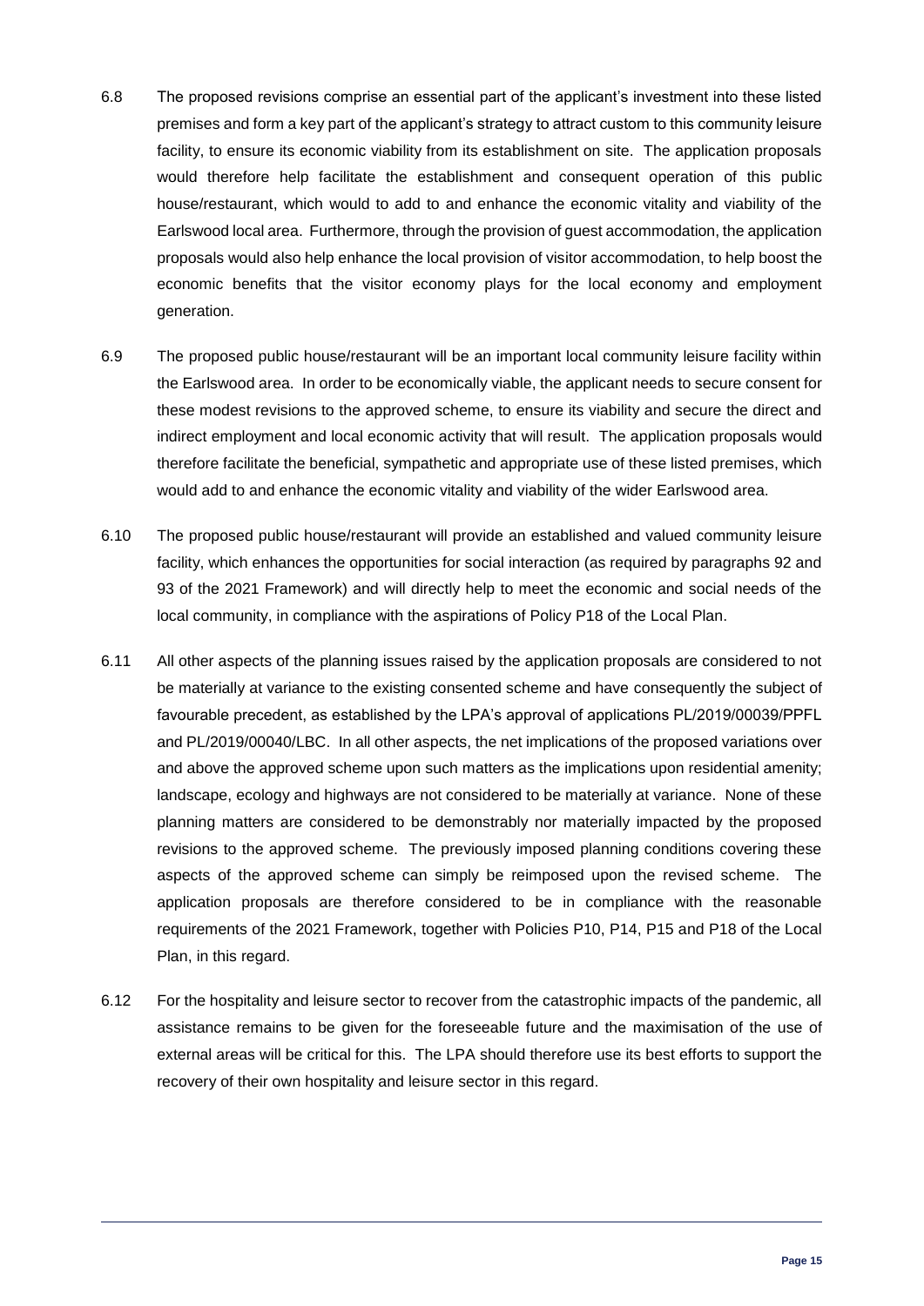6.8 The proposed revisions comprise an essential part of the applicant's investment into these listed premises and form a key part of the applicant's strategy to attract custom to this community leisure facility, to ensure its economic viability from its establishment on site. The application proposals would therefore help facilitate the establishment and consequent operation of this public house/restaurant, which would to add to and enhance the economic vitality and viability of the Earlswood local area. Furthermore, through the provision of guest accommodation, the application proposals would also help enhance the local provision of visitor accommodation, to help boost the economic benefits that the visitor economy plays for the local economy and employment generation.

6.9 The proposed public house/restaurant will be an important local community leisure facility within the Earlswood area. In order to be economically viable, the applicant needs to secure consent for these modest revisions to the approved scheme, to ensure its viability and secure the direct and indirect employment and local economic activity that will result. The application proposals would therefore facilitate the beneficial, sympathetic and appropriate use of these listed premises, which would add to and enhance the economic vitality and viability of the wider Earlswood area.

6.10 The proposed public house/restaurant will provide an established and valued community leisure facility, which enhances the opportunities for social interaction (as required by paragraphs 92 and 93 of the 2021 Framework) and will directly help to meet the economic and social needs of the local community, in compliance with the aspirations of Policy P18 of the Local Plan.

6.11 All other aspects of the planning issues raised by the application proposals are considered to not be materially at variance to the existing consented scheme and have consequently the subject of favourable precedent, as established by the LPA's approval of applications PL/2019/00039/PPFL and PL/2019/00040/LBC. In all other aspects, the net implications of the proposed variations over and above the approved scheme upon such matters as the implications upon residential amenity; landscape, ecology and highways are not considered to be materially at variance. None of these planning matters are considered to be demonstrably nor materially impacted by the proposed revisions to the approved scheme. The previously imposed planning conditions covering these aspects of the approved scheme can simply be reimposed upon the revised scheme. The application proposals are therefore considered to be in compliance with the reasonable requirements of the 2021 Framework, together with Policies P10, P14, P15 and P18 of the Local Plan, in this regard.

6.12 For the hospitality and leisure sector to recover from the catastrophic impacts of the pandemic, all assistance remains to be given for the foreseeable future and the maximisation of the use of external areas will be critical for this. The LPA should therefore use its best efforts to support the recovery of their own hospitality and leisure sector in this regard.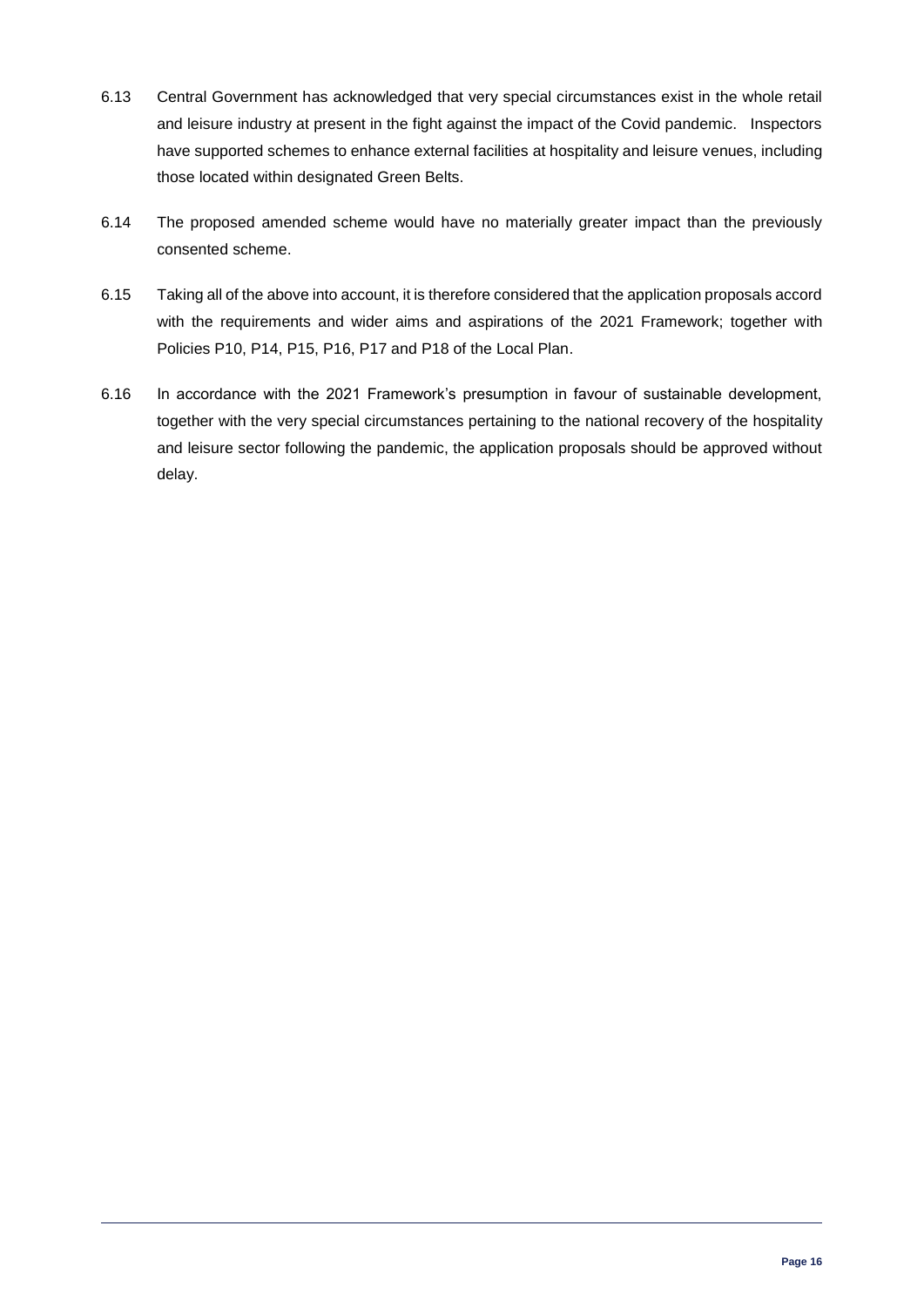6.13 Central Government has acknowledged that very special circumstances exist in the whole retail and leisure industry at present in the fight against the impact of the Covid pandemic. Inspectors have supported schemes to enhance external facilities at hospitality and leisure venues, including those located within designated Green Belts.

6.14 The proposed amended scheme would have no materially greater impact than the previously consented scheme.

6.15 Taking all of the above into account, it is therefore considered that the application proposals accord with the requirements and wider aims and aspirations of the 2021 Framework; together with Policies P10, P14, P15, P16, P17 and P18 of the Local Plan.

6.16 In accordance with the 2021 Framework's presumption in favour of sustainable development, together with the very special circumstances pertaining to the national recovery of the hospitality and leisure sector following the pandemic, the application proposals should be approved without delay.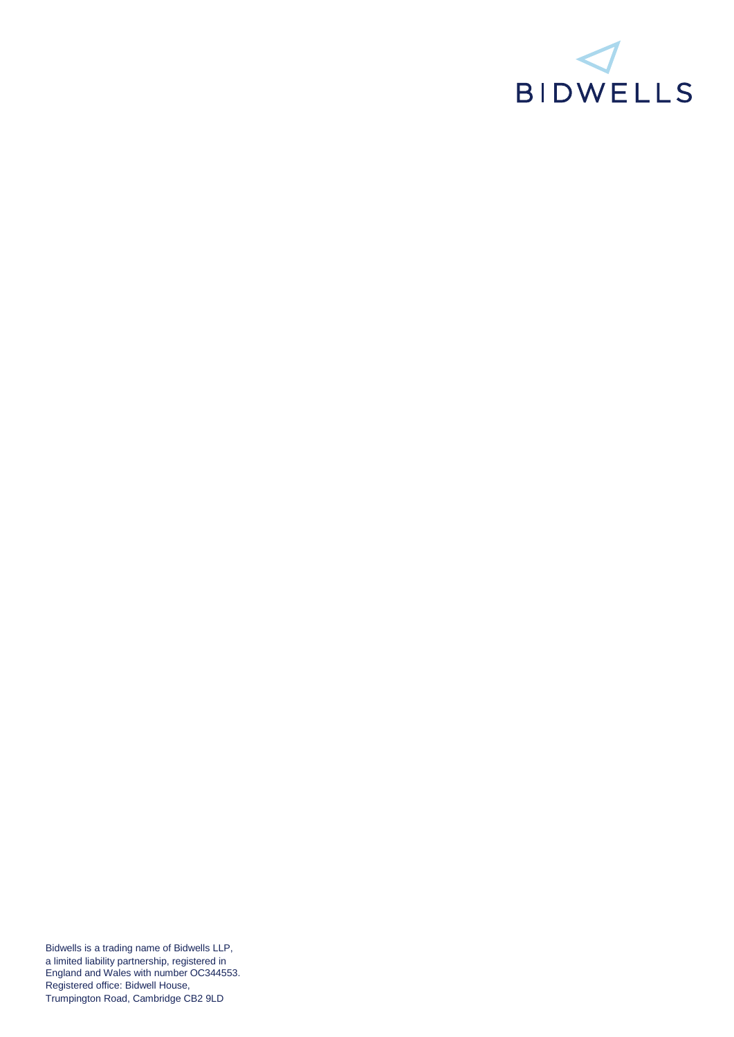BIDWELLS

Bidwells is a trading name of Bidwells LLP,
a limited liability partnership, registered in
England and Wales with number OC344553.
Registered office: Bidwell House,
Trumpington Road, Cambridge CB2 9LD